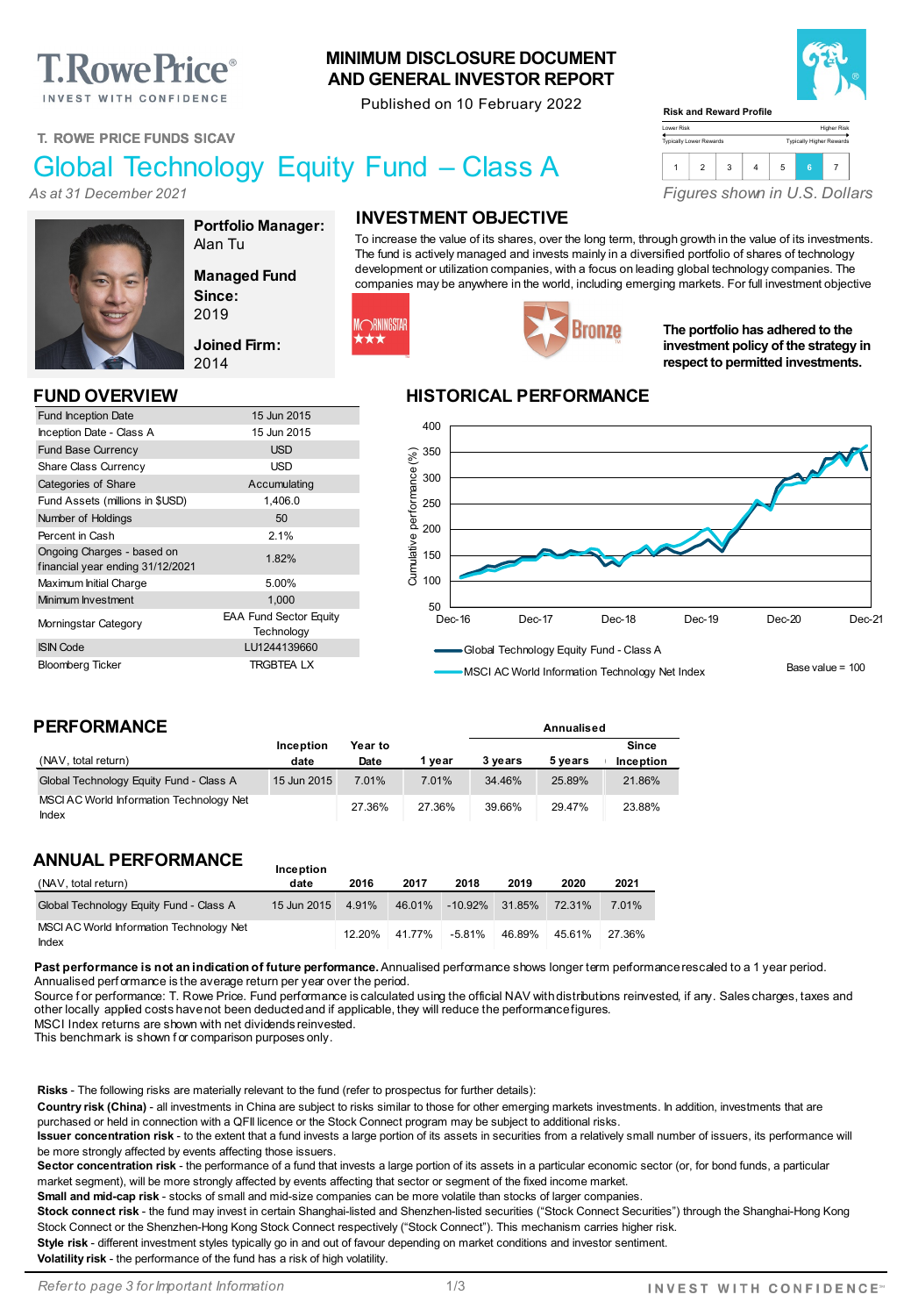T.RowePrice® INVEST WITH CONFIDENCE

# MINIMUM DISCLOSURE DOCUMENT AND GENERAL INVESTOR REPORT

Published on 10 February 2022

**Risk and Reward Profile**

Lower Risk — Higher Risk
Typically Lower Rewards — Typically Higher Rewards

| 1 | 2 | 3 | 4 | 5 | 6 | 7 |
|---|---|---|---|---|---|---|

*Figures shown in U.S. Dollars*

T. ROWE PRICE FUNDS SICAV

# Global Technology Equity Fund – Class A

*As at 31 December 2021*

**Portfolio Manager:**
Alan Tu

**Managed Fund Since:**
2019

**Joined Firm:**
2014

## INVESTMENT OBJECTIVE

To increase the value of its shares, over the long term, through growth in the value of its investments. The fund is actively managed and invests mainly in a diversified portfolio of shares of technology development or utilization companies, with a focus on leading global technology companies. The companies may be anywhere in the world, including emerging markets. For full investment objective

MORNINGSTAR ★★★

Bronze

**The portfolio has adhered to the investment policy of the strategy in respect to permitted investments.**

## FUND OVERVIEW

| | |
|---|---|
| Fund Inception Date | 15 Jun 2015 |
| Inception Date - Class A | 15 Jun 2015 |
| Fund Base Currency | USD |
| Share Class Currency | USD |
| Categories of Share | Accumulating |
| Fund Assets (millions in $USD) | 1,406.0 |
| Number of Holdings | 50 |
| Percent in Cash | 2.1% |
| Ongoing Charges - based on financial year ending 31/12/2021 | 1.82% |
| Maximum Initial Charge | 5.00% |
| Minimum Investment | 1,000 |
| Morningstar Category | EAA Fund Sector Equity Technology |
| ISIN Code | LU1244139660 |
| Bloomberg Ticker | TRGBTEA LX |

## HISTORICAL PERFORMANCE

Cumulative performance (%): 50 to 400; Dec-16, Dec-17, Dec-18, Dec-19, Dec-20, Dec-21

Global Technology Equity Fund - Class A
MSCI AC World Information Technology Net Index

Base value = 100

## PERFORMANCE

| (NAV, total return) | Inception date | Year to Date | 1 year | Annualised 3 years | 5 years | Since Inception |
|---|---|---|---|---|---|---|
| Global Technology Equity Fund - Class A | 15 Jun 2015 | 7.01% | 7.01% | 34.46% | 25.89% | 21.86% |
| MSCI AC World Information Technology Net Index | | 27.36% | 27.36% | 39.66% | 29.47% | 23.88% |

## ANNUAL PERFORMANCE

| (NAV, total return) | Inception date | 2016 | 2017 | 2018 | 2019 | 2020 | 2021 |
|---|---|---|---|---|---|---|---|
| Global Technology Equity Fund - Class A | 15 Jun 2015 | 4.91% | 46.01% | -10.92% | 31.85% | 72.31% | 7.01% |
| MSCI AC World Information Technology Net Index | | 12.20% | 41.77% | -5.81% | 46.89% | 45.61% | 27.36% |

**Past performance is not an indication of future performance.** Annualised performance shows longer term performance rescaled to a 1 year period. Annualised performance is the average return per year over the period.
Source for performance: T. Rowe Price. Fund performance is calculated using the official NAV with distributions reinvested, if any. Sales charges, taxes and other locally applied costs have not been deducted and if applicable, they will reduce the performance figures.
MSCI Index returns are shown with net dividends reinvested.
This benchmark is shown for comparison purposes only.

**Risks** - The following risks are materially relevant to the fund (refer to prospectus for further details):
**Country risk (China)** - all investments in China are subject to risks similar to those for other emerging markets investments. In addition, investments that are purchased or held in connection with a QFII licence or the Stock Connect program may be subject to additional risks.
**Issuer concentration risk** - to the extent that a fund invests a large portion of its assets in securities from a relatively small number of issuers, its performance will be more strongly affected by events affecting those issuers.
**Sector concentration risk** - the performance of a fund that invests a large portion of its assets in a particular economic sector (or, for bond funds, a particular market segment), will be more strongly affected by events affecting that sector or segment of the fixed income market.
**Small and mid-cap risk** - stocks of small and mid-size companies can be more volatile than stocks of larger companies.
**Stock connect risk** - the fund may invest in certain Shanghai-listed and Shenzhen-listed securities ("Stock Connect Securities") through the Shanghai-Hong Kong Stock Connect or the Shenzhen-Hong Kong Stock Connect respectively ("Stock Connect"). This mechanism carries higher risk.
**Style risk** - different investment styles typically go in and out of favour depending on market conditions and investor sentiment.
**Volatility risk** - the performance of the fund has a risk of high volatility.

*Refer to page 3 for Important Information*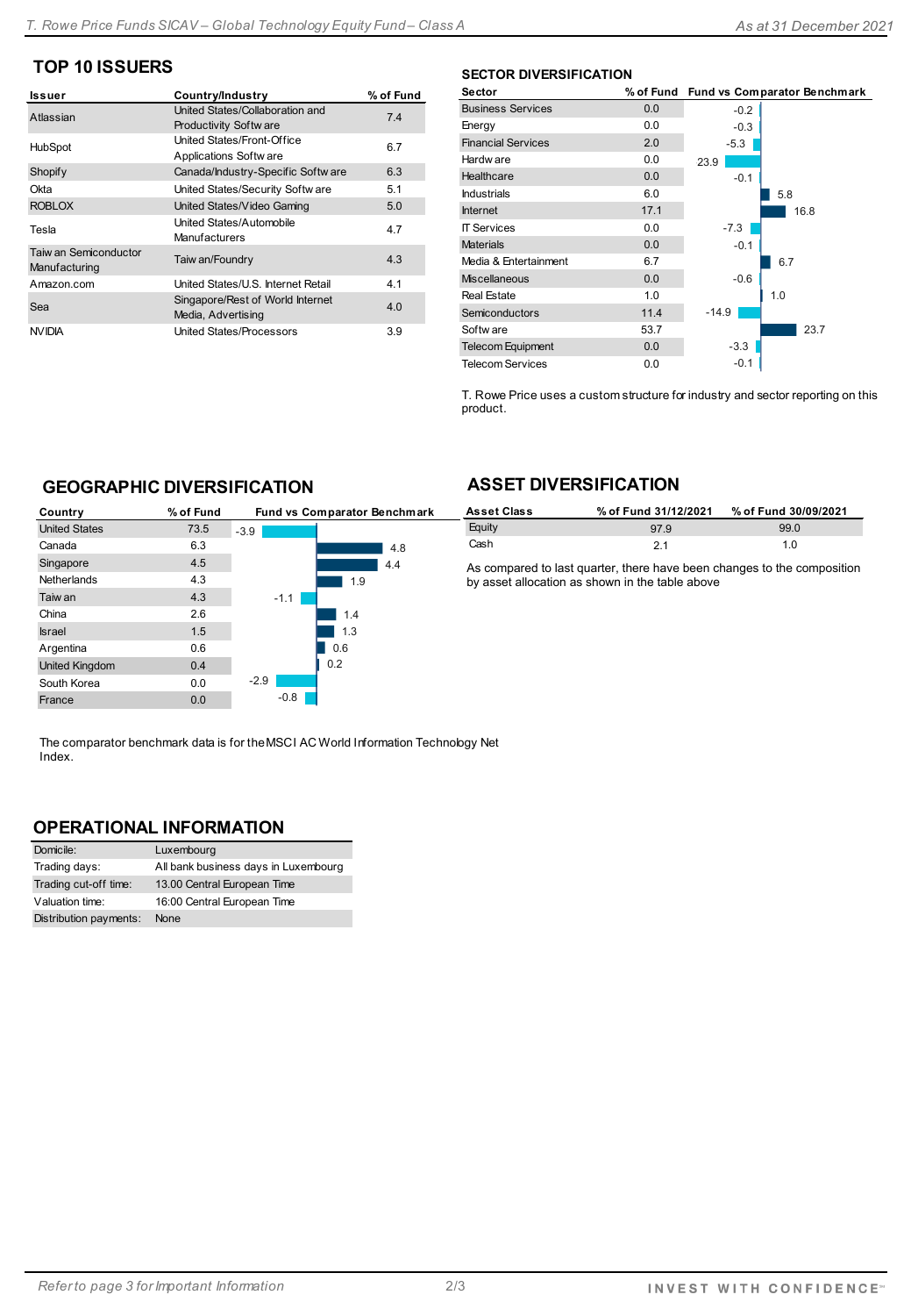## TOP 10 ISSUERS

| Issuer | Country/Industry | % of Fund |
|---|---|---|
| Atlassian | United States/Collaboration and Productivity Software | 7.4 |
| HubSpot | United States/Front-Office Applications Software | 6.7 |
| Shopify | Canada/Industry-Specific Software | 6.3 |
| Okta | United States/Security Software | 5.1 |
| ROBLOX | United States/Video Gaming | 5.0 |
| Tesla | United States/Automobile Manufacturers | 4.7 |
| Taiwan Semiconductor Manufacturing | Taiwan/Foundry | 4.3 |
| Amazon.com | United States/U.S. Internet Retail | 4.1 |
| Sea | Singapore/Rest of World Internet Media, Advertising | 4.0 |
| NVIDIA | United States/Processors | 3.9 |

## SECTOR DIVERSIFICATION

| Sector | % of Fund | Fund vs Comparator Benchmark |
|---|---|---|
| Business Services | 0.0 | -0.2 |
| Energy | 0.0 | -0.3 |
| Financial Services | 2.0 | -5.3 |
| Hardware | 0.0 | -23.9 |
| Healthcare | 0.0 | -0.1 |
| Industrials | 6.0 | 5.8 |
| Internet | 17.1 | 16.8 |
| IT Services | 0.0 | -7.3 |
| Materials | 0.0 | -0.1 |
| Media & Entertainment | 6.7 | 6.7 |
| Miscellaneous | 0.0 | -0.6 |
| Real Estate | 1.0 | 1.0 |
| Semiconductors | 11.4 | -14.9 |
| Software | 53.7 | 23.7 |
| Telecom Equipment | 0.0 | -3.3 |
| Telecom Services | 0.0 | -0.1 |

T. Rowe Price uses a custom structure for industry and sector reporting on this product.

## GEOGRAPHIC DIVERSIFICATION

| Country | % of Fund | Fund vs Comparator Benchmark |
|---|---|---|
| United States | 73.5 | -3.9 |
| Canada | 6.3 | 4.8 |
| Singapore | 4.5 | 4.4 |
| Netherlands | 4.3 | 1.9 |
| Taiwan | 4.3 | -1.1 |
| China | 2.6 | 1.4 |
| Israel | 1.5 | 1.3 |
| Argentina | 0.6 | 0.6 |
| United Kingdom | 0.4 | 0.2 |
| South Korea | 0.0 | -2.9 |
| France | 0.0 | -0.8 |

The comparator benchmark data is for the MSCI AC World Information Technology Net Index.

## ASSET DIVERSIFICATION

| Asset Class | % of Fund 31/12/2021 | % of Fund 30/09/2021 |
|---|---|---|
| Equity | 97.9 | 99.0 |
| Cash | 2.1 | 1.0 |

As compared to last quarter, there have been changes to the composition by asset allocation as shown in the table above

## OPERATIONAL INFORMATION

| | |
|---|---|
| Domicile: | Luxembourg |
| Trading days: | All bank business days in Luxembourg |
| Trading cut-off time: | 13.00 Central European Time |
| Valuation time: | 16:00 Central European Time |
| Distribution payments: | None |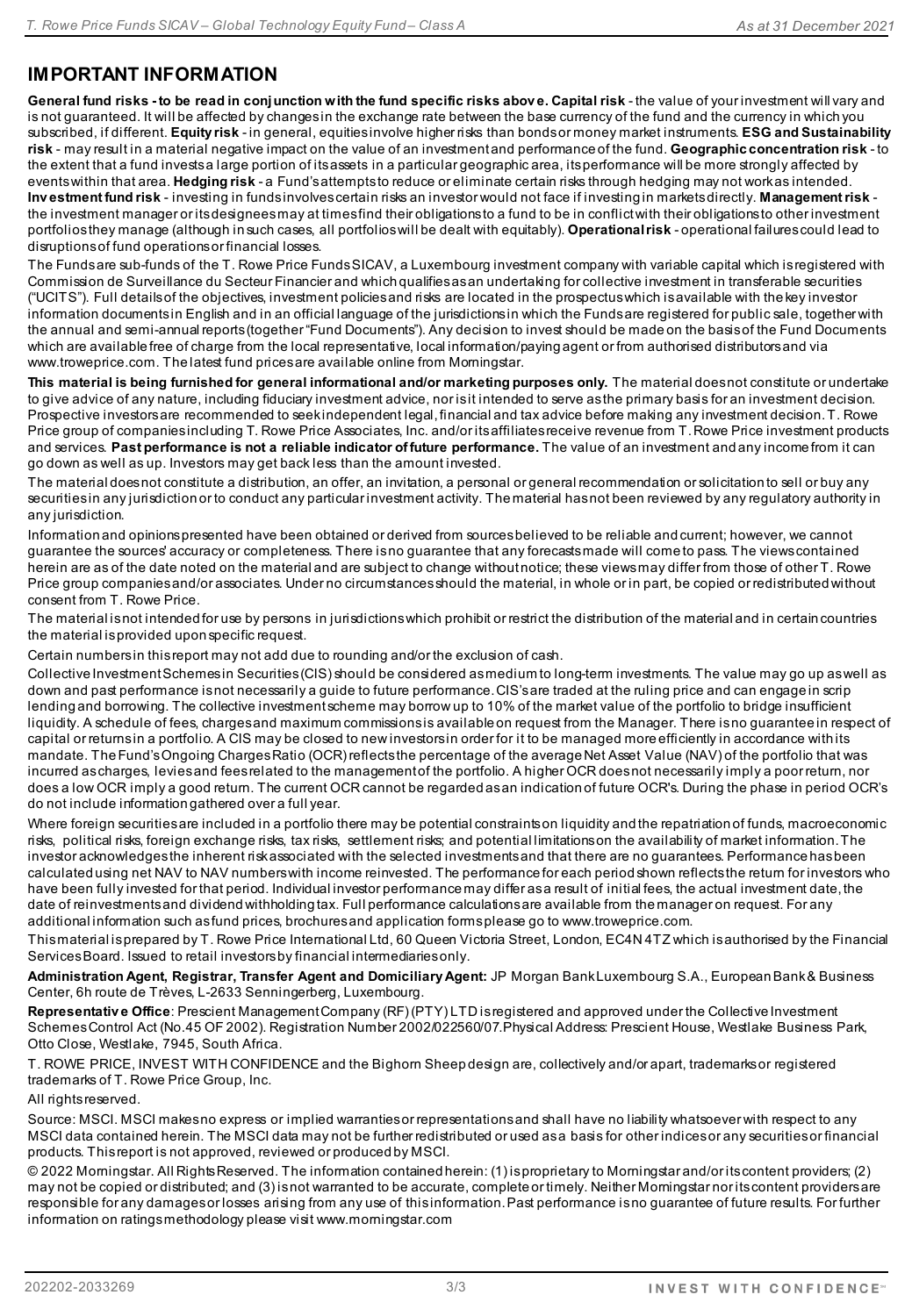## IMPORTANT INFORMATION

**General fund risks - to be read in conjunction with the fund specific risks above. Capital risk** - the value of your investment will vary and is not guaranteed. It will be affected by changes in the exchange rate between the base currency of the fund and the currency in which you subscribed, if different. **Equity risk** - in general, equities involve higher risks than bonds or money market instruments. **ESG and Sustainability risk** - may result in a material negative impact on the value of an investment and performance of the fund. **Geographic concentration risk** - to the extent that a fund invests a large portion of its assets in a particular geographic area, its performance will be more strongly affected by events within that area. **Hedging risk** - a Fund's attempts to reduce or eliminate certain risks through hedging may not work as intended. **Investment fund risk** - investing in funds involves certain risks an investor would not face if investing in markets directly. **Management risk** - the investment manager or its designees may at times find their obligations to a fund to be in conflict with their obligations to other investment portfolios they manage (although in such cases, all portfolios will be dealt with equitably). **Operational risk** - operational failures could lead to disruptions of fund operations or financial losses.

The Funds are sub-funds of the T. Rowe Price Funds SICAV, a Luxembourg investment company with variable capital which is registered with Commission de Surveillance du Secteur Financier and which qualifies as an undertaking for collective investment in transferable securities ("UCITS"). Full details of the objectives, investment policies and risks are located in the prospectus which is available with the key investor information documents in English and in an official language of the jurisdictions in which the Funds are registered for public sale, together with the annual and semi-annual reports (together "Fund Documents"). Any decision to invest should be made on the basis of the Fund Documents which are available free of charge from the local representative, local information/paying agent or from authorised distributors and via www.troweprice.com. The latest fund prices are available online from Morningstar.

**This material is being furnished for general informational and/or marketing purposes only.** The material does not constitute or undertake to give advice of any nature, including fiduciary investment advice, nor is it intended to serve as the primary basis for an investment decision. Prospective investors are recommended to seek independent legal, financial and tax advice before making any investment decision. T. Rowe Price group of companies including T. Rowe Price Associates, Inc. and/or its affiliates receive revenue from T. Rowe Price investment products and services. **Past performance is not a reliable indicator of future performance.** The value of an investment and any income from it can go down as well as up. Investors may get back less than the amount invested.

The material does not constitute a distribution, an offer, an invitation, a personal or general recommendation or solicitation to sell or buy any securities in any jurisdiction or to conduct any particular investment activity. The material has not been reviewed by any regulatory authority in any jurisdiction.

Information and opinions presented have been obtained or derived from sources believed to be reliable and current; however, we cannot guarantee the sources' accuracy or completeness. There is no guarantee that any forecasts made will come to pass. The views contained herein are as of the date noted on the material and are subject to change without notice; these views may differ from those of other T. Rowe Price group companies and/or associates. Under no circumstances should the material, in whole or in part, be copied or redistributed without consent from T. Rowe Price.

The material is not intended for use by persons in jurisdictions which prohibit or restrict the distribution of the material and in certain countries the material is provided upon specific request.

Certain numbers in this report may not add due to rounding and/or the exclusion of cash.

Collective Investment Schemes in Securities (CIS) should be considered as medium to long-term investments. The value may go up as well as down and past performance is not necessarily a guide to future performance. CIS's are traded at the ruling price and can engage in scrip lending and borrowing. The collective investment scheme may borrow up to 10% of the market value of the portfolio to bridge insufficient liquidity. A schedule of fees, charges and maximum commissions is available on request from the Manager. There is no guarantee in respect of capital or returns in a portfolio. A CIS may be closed to new investors in order for it to be managed more efficiently in accordance with its mandate. The Fund's Ongoing Charges Ratio (OCR) reflects the percentage of the average Net Asset Value (NAV) of the portfolio that was incurred as charges, levies and fees related to the management of the portfolio. A higher OCR does not necessarily imply a poor return, nor does a low OCR imply a good return. The current OCR cannot be regarded as an indication of future OCR's. During the phase in period OCR's do not include information gathered over a full year.

Where foreign securities are included in a portfolio there may be potential constraints on liquidity and the repatriation of funds, macroeconomic risks, political risks, foreign exchange risks, tax risks, settlement risks; and potential limitations on the availability of market information. The investor acknowledges the inherent risk associated with the selected investments and that there are no guarantees. Performance has been calculated using net NAV to NAV numbers with income reinvested. The performance for each period shown reflects the return for investors who have been fully invested for that period. Individual investor performance may differ as a result of initial fees, the actual investment date, the date of reinvestments and dividend withholding tax. Full performance calculations are available from the manager on request. For any additional information such as fund prices, brochures and application forms please go to www.troweprice.com.

This material is prepared by T. Rowe Price International Ltd, 60 Queen Victoria Street, London, EC4N 4TZ which is authorised by the Financial Services Board. Issued to retail investors by financial intermediaries only.

**Administration Agent, Registrar, Transfer Agent and Domiciliary Agent:** JP Morgan Bank Luxembourg S.A., European Bank & Business Center, 6h route de Trèves, L-2633 Senningerberg, Luxembourg.

**Representative Office**: Prescient Management Company (RF) (PTY) LTD is registered and approved under the Collective Investment Schemes Control Act (No.45 OF 2002). Registration Number 2002/022560/07.Physical Address: Prescient House, Westlake Business Park, Otto Close, Westlake, 7945, South Africa.

T. ROWE PRICE, INVEST WITH CONFIDENCE and the Bighorn Sheep design are, collectively and/or apart, trademarks or registered trademarks of T. Rowe Price Group, Inc.

All rights reserved.

Source: MSCI. MSCI makes no express or implied warranties or representations and shall have no liability whatsoever with respect to any MSCI data contained herein. The MSCI data may not be further redistributed or used as a basis for other indices or any securities or financial products. This report is not approved, reviewed or produced by MSCI.

© 2022 Morningstar. All Rights Reserved. The information contained herein: (1) is proprietary to Morningstar and/or its content providers; (2) may not be copied or distributed; and (3) is not warranted to be accurate, complete or timely. Neither Morningstar nor its content providers are responsible for any damages or losses arising from any use of this information. Past performance is no guarantee of future results. For further information on ratings methodology please visit www.morningstar.com

202202-2033269